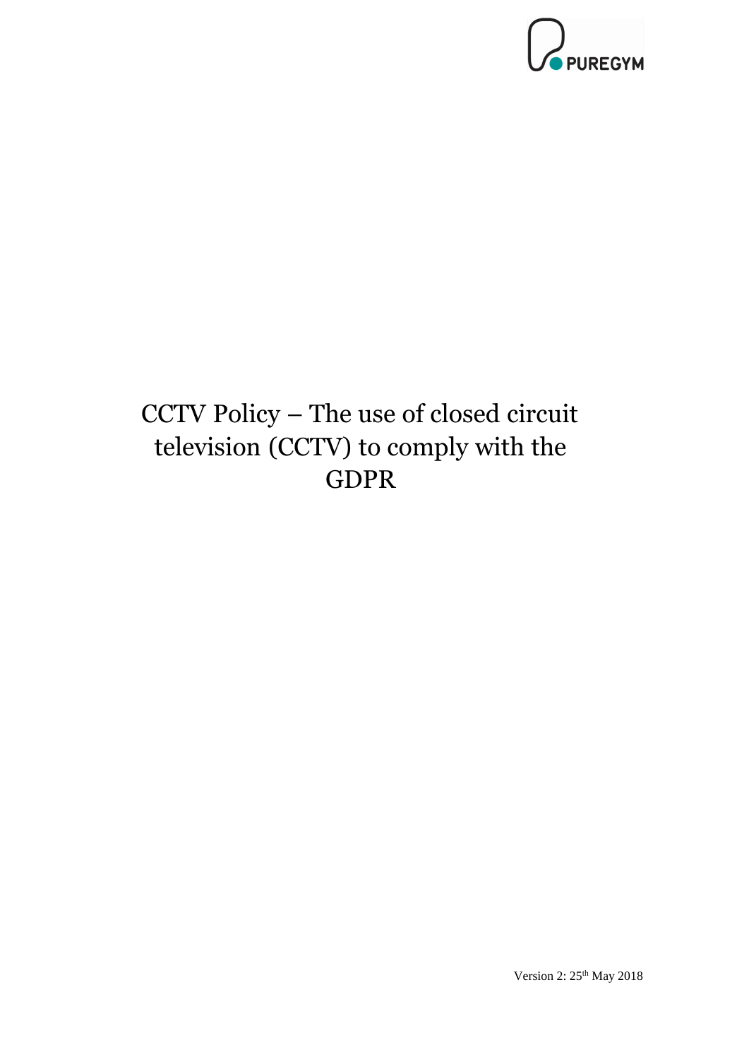PUREGYM

# CCTV Policy – The use of closed circuit television (CCTV) to comply with the GDPR

Version 2: 25th May 2018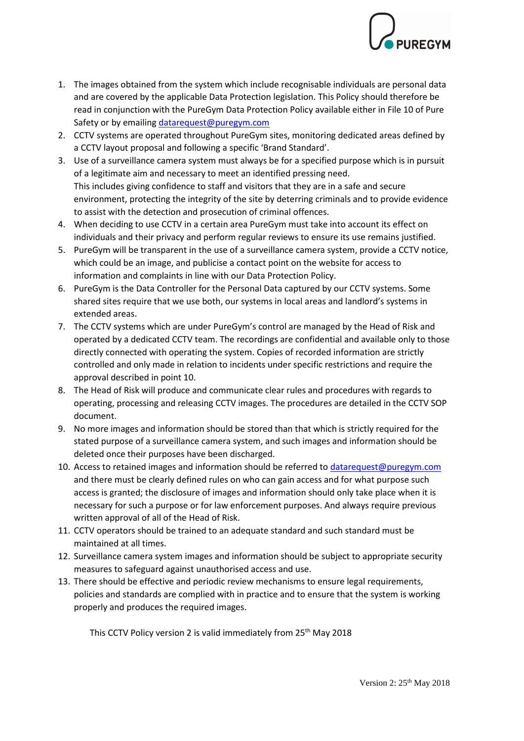1. The images obtained from the system which include recognisable individuals are personal data and are covered by the applicable Data Protection legislation. This Policy should therefore be read in conjunction with the PureGym Data Protection Policy available either in File 10 of Pure Safety or by emailing datarequest@puregym.com
2. CCTV systems are operated throughout PureGym sites, monitoring dedicated areas defined by a CCTV layout proposal and following a specific 'Brand Standard'.
3. Use of a surveillance camera system must always be for a specified purpose which is in pursuit of a legitimate aim and necessary to meet an identified pressing need.
   This includes giving confidence to staff and visitors that they are in a safe and secure environment, protecting the integrity of the site by deterring criminals and to provide evidence to assist with the detection and prosecution of criminal offences.
4. When deciding to use CCTV in a certain area PureGym must take into account its effect on individuals and their privacy and perform regular reviews to ensure its use remains justified.
5. PureGym will be transparent in the use of a surveillance camera system, provide a CCTV notice, which could be an image, and publicise a contact point on the website for access to information and complaints in line with our Data Protection Policy.
6. PureGym is the Data Controller for the Personal Data captured by our CCTV systems. Some shared sites require that we use both, our systems in local areas and landlord's systems in extended areas.
7. The CCTV systems which are under PureGym's control are managed by the Head of Risk and operated by a dedicated CCTV team. The recordings are confidential and available only to those directly connected with operating the system. Copies of recorded information are strictly controlled and only made in relation to incidents under specific restrictions and require the approval described in point 10.
8. The Head of Risk will produce and communicate clear rules and procedures with regards to operating, processing and releasing CCTV images. The procedures are detailed in the CCTV SOP document.
9. No more images and information should be stored than that which is strictly required for the stated purpose of a surveillance camera system, and such images and information should be deleted once their purposes have been discharged.
10. Access to retained images and information should be referred to datarequest@puregym.com and there must be clearly defined rules on who can gain access and for what purpose such access is granted; the disclosure of images and information should only take place when it is necessary for such a purpose or for law enforcement purposes. And always require previous written approval of all of the Head of Risk.
11. CCTV operators should be trained to an adequate standard and such standard must be maintained at all times.
12. Surveillance camera system images and information should be subject to appropriate security measures to safeguard against unauthorised access and use.
13. There should be effective and periodic review mechanisms to ensure legal requirements, policies and standards are complied with in practice and to ensure that the system is working properly and produces the required images.

This CCTV Policy version 2 is valid immediately from 25th May 2018

Version 2: 25th May 2018